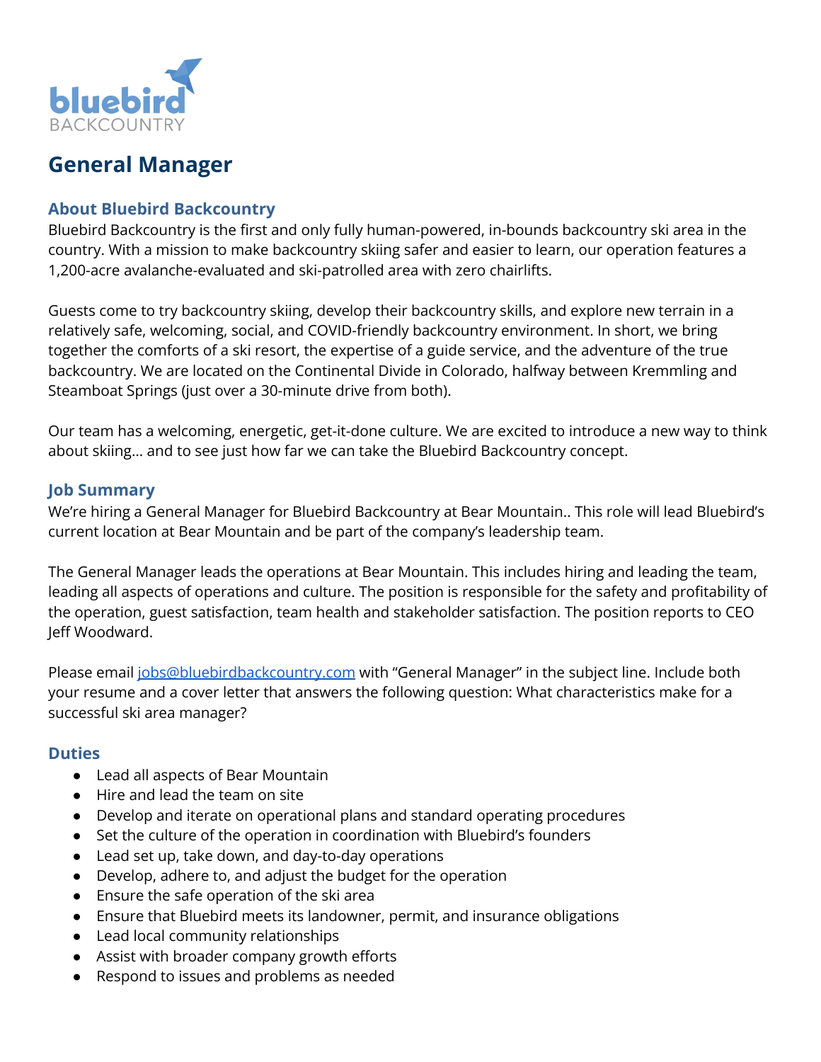bluebird
BACKCOUNTRY

# General Manager

## About Bluebird Backcountry

Bluebird Backcountry is the first and only fully human-powered, in-bounds backcountry ski area in the country. With a mission to make backcountry skiing safer and easier to learn, our operation features a 1,200-acre avalanche-evaluated and ski-patrolled area with zero chairlifts.

Guests come to try backcountry skiing, develop their backcountry skills, and explore new terrain in a relatively safe, welcoming, social, and COVID-friendly backcountry environment. In short, we bring together the comforts of a ski resort, the expertise of a guide service, and the adventure of the true backcountry. We are located on the Continental Divide in Colorado, halfway between Kremmling and Steamboat Springs (just over a 30-minute drive from both).

Our team has a welcoming, energetic, get-it-done culture. We are excited to introduce a new way to think about skiing… and to see just how far we can take the Bluebird Backcountry concept.

## Job Summary

We're hiring a General Manager for Bluebird Backcountry at Bear Mountain.. This role will lead Bluebird's current location at Bear Mountain and be part of the company's leadership team.

The General Manager leads the operations at Bear Mountain. This includes hiring and leading the team, leading all aspects of operations and culture. The position is responsible for the safety and profitability of the operation, guest satisfaction, team health and stakeholder satisfaction. The position reports to CEO Jeff Woodward.

Please email jobs@bluebirdbackcountry.com with "General Manager" in the subject line. Include both your resume and a cover letter that answers the following question: What characteristics make for a successful ski area manager?

## Duties

- Lead all aspects of Bear Mountain
- Hire and lead the team on site
- Develop and iterate on operational plans and standard operating procedures
- Set the culture of the operation in coordination with Bluebird's founders
- Lead set up, take down, and day-to-day operations
- Develop, adhere to, and adjust the budget for the operation
- Ensure the safe operation of the ski area
- Ensure that Bluebird meets its landowner, permit, and insurance obligations
- Lead local community relationships
- Assist with broader company growth efforts
- Respond to issues and problems as needed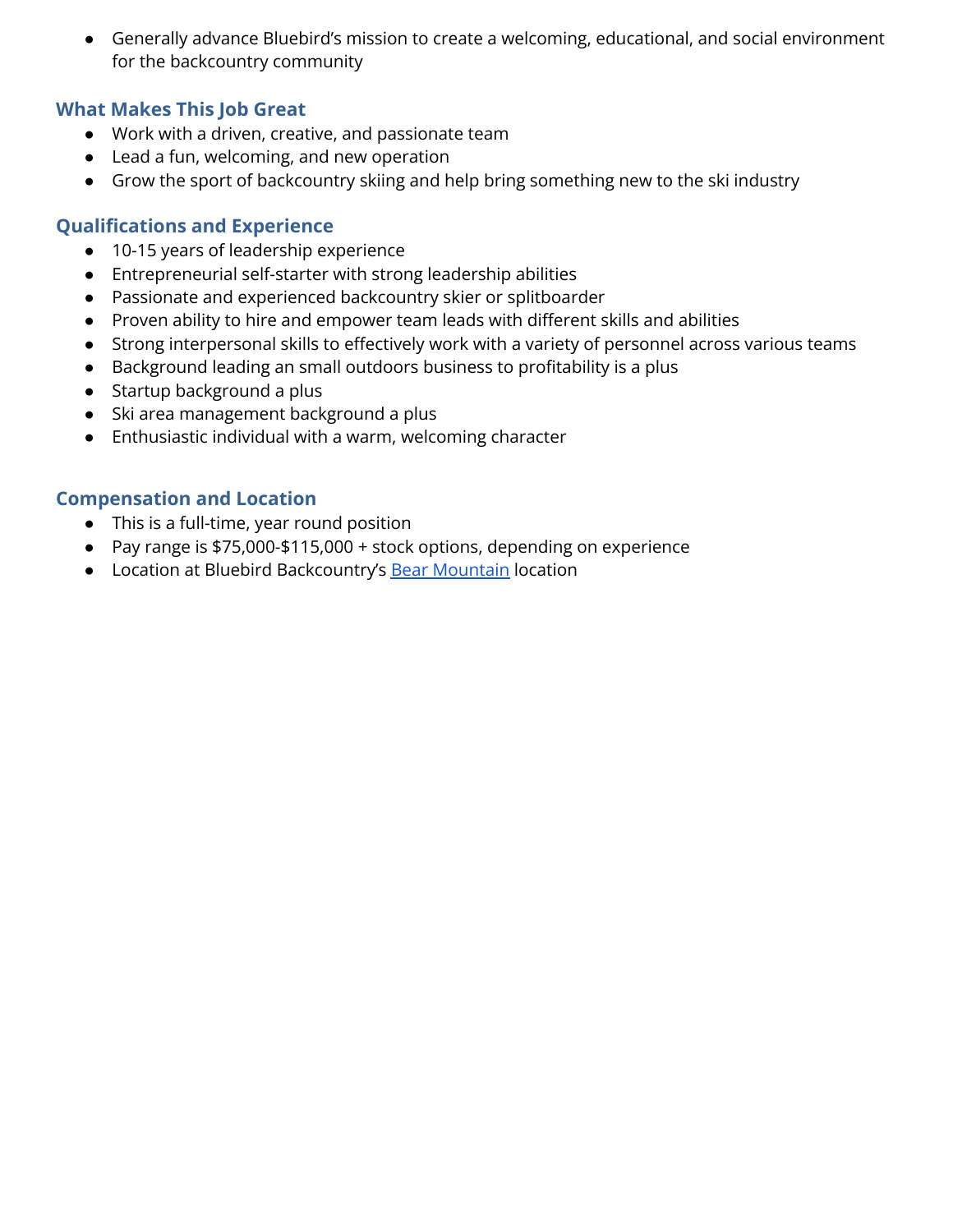- Generally advance Bluebird's mission to create a welcoming, educational, and social environment for the backcountry community

### What Makes This Job Great

- Work with a driven, creative, and passionate team
- Lead a fun, welcoming, and new operation
- Grow the sport of backcountry skiing and help bring something new to the ski industry

### Qualifications and Experience

- 10-15 years of leadership experience
- Entrepreneurial self-starter with strong leadership abilities
- Passionate and experienced backcountry skier or splitboarder
- Proven ability to hire and empower team leads with different skills and abilities
- Strong interpersonal skills to effectively work with a variety of personnel across various teams
- Background leading an small outdoors business to profitability is a plus
- Startup background a plus
- Ski area management background a plus
- Enthusiastic individual with a warm, welcoming character

### Compensation and Location

- This is a full-time, year round position
- Pay range is $75,000-$115,000 + stock options, depending on experience
- Location at Bluebird Backcountry's Bear Mountain location